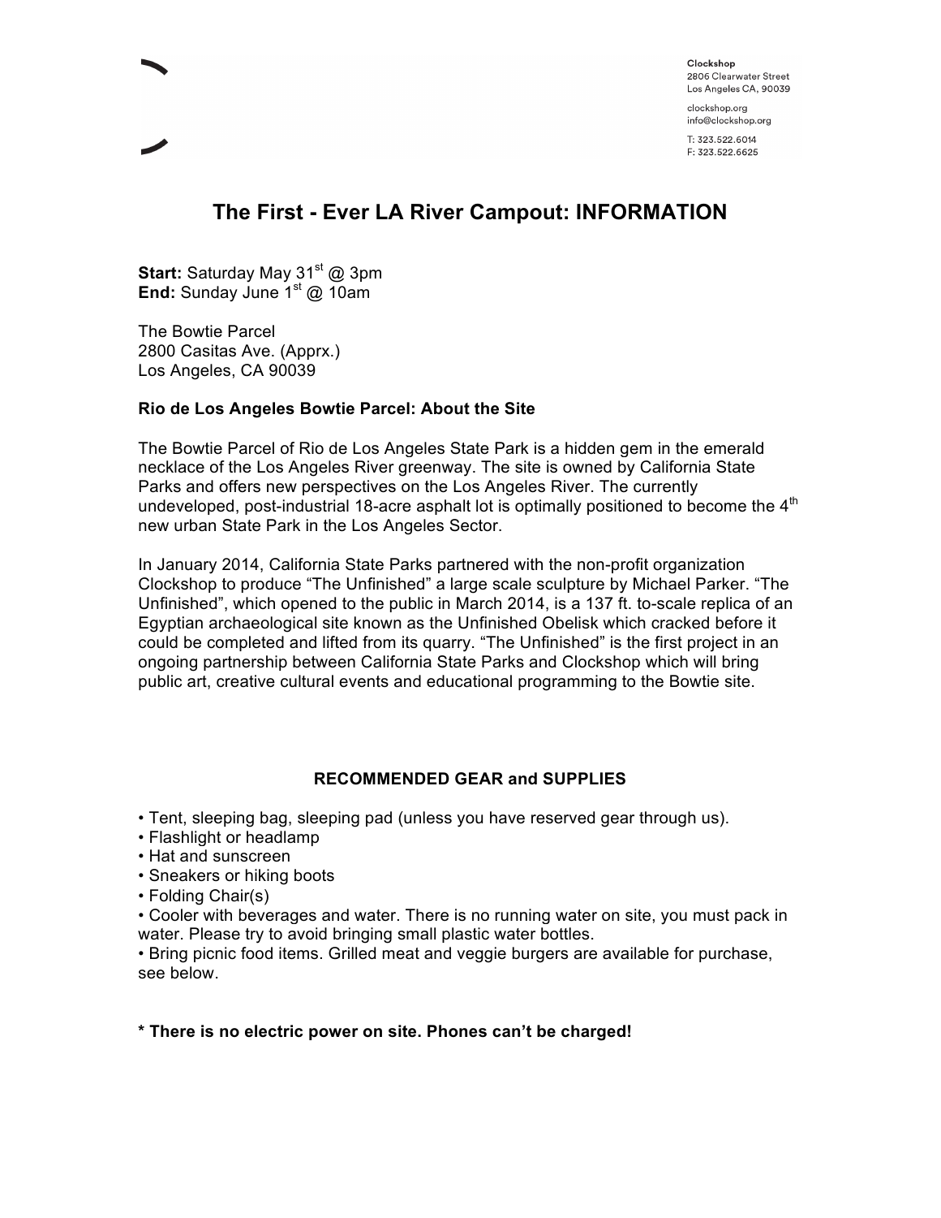Clockshop
2806 Clearwater Street
Los Angeles CA, 90039

clockshop.org
info@clockshop.org

T: 323.522.6014
F: 323.522.6625

# The First - Ever LA River Campout: INFORMATION

**Start:** Saturday May 31st @ 3pm
**End:** Sunday June 1st @ 10am

The Bowtie Parcel
2800 Casitas Ave. (Apprx.)
Los Angeles, CA 90039

**Rio de Los Angeles Bowtie Parcel: About the Site**

The Bowtie Parcel of Rio de Los Angeles State Park is a hidden gem in the emerald necklace of the Los Angeles River greenway. The site is owned by California State Parks and offers new perspectives on the Los Angeles River. The currently undeveloped, post-industrial 18-acre asphalt lot is optimally positioned to become the 4th new urban State Park in the Los Angeles Sector.

In January 2014, California State Parks partnered with the non-profit organization Clockshop to produce "The Unfinished" a large scale sculpture by Michael Parker. "The Unfinished", which opened to the public in March 2014, is a 137 ft. to-scale replica of an Egyptian archaeological site known as the Unfinished Obelisk which cracked before it could be completed and lifted from its quarry. "The Unfinished" is the first project in an ongoing partnership between California State Parks and Clockshop which will bring public art, creative cultural events and educational programming to the Bowtie site.

**RECOMMENDED GEAR and SUPPLIES**

- Tent, sleeping bag, sleeping pad (unless you have reserved gear through us).
- Flashlight or headlamp
- Hat and sunscreen
- Sneakers or hiking boots
- Folding Chair(s)
- Cooler with beverages and water. There is no running water on site, you must pack in water. Please try to avoid bringing small plastic water bottles.
- Bring picnic food items. Grilled meat and veggie burgers are available for purchase, see below.

**\* There is no electric power on site. Phones can't be charged!**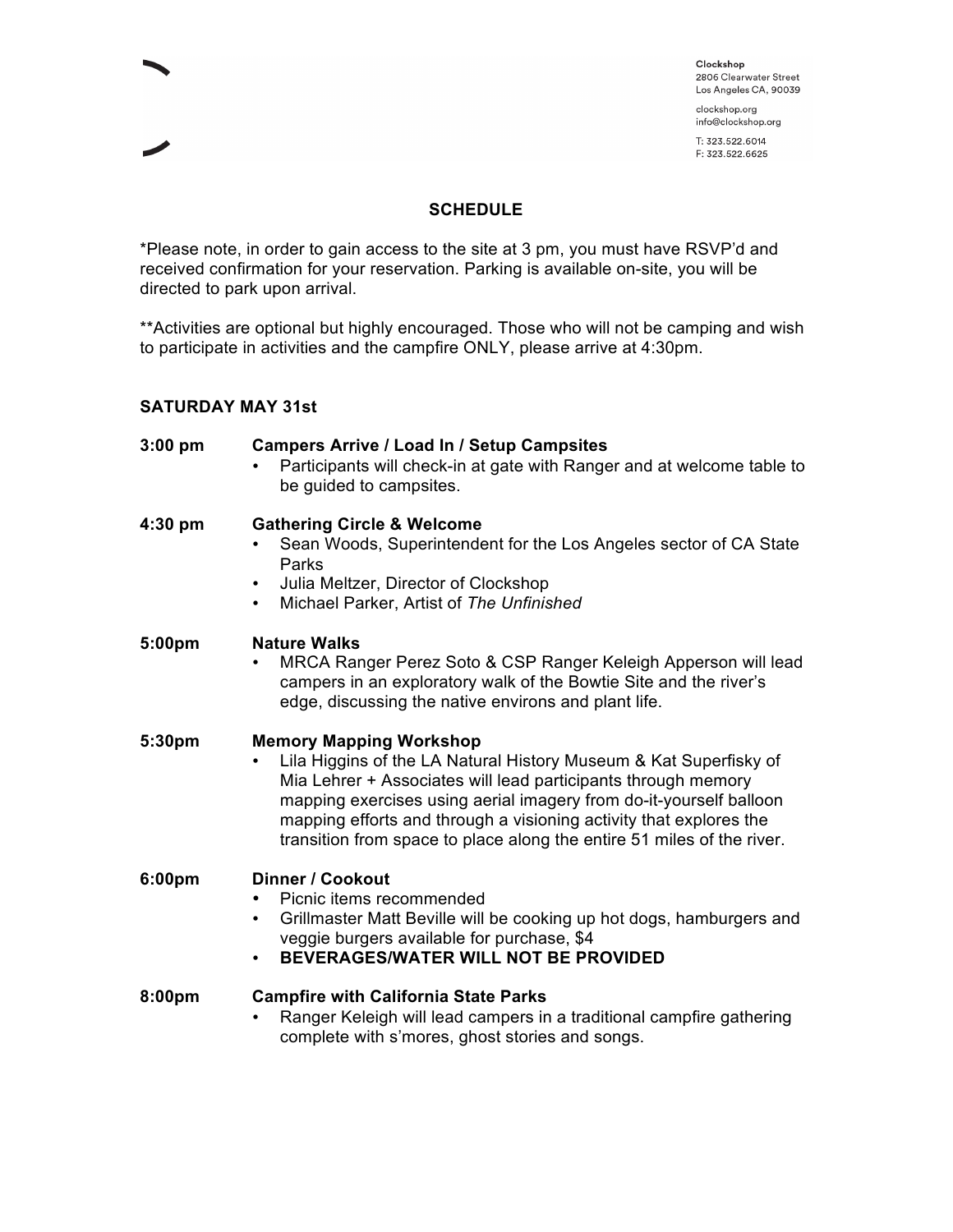Clockshop
2806 Clearwater Street
Los Angeles CA, 90039

clockshop.org
info@clockshop.org

T: 323.522.6014
F: 323.522.6625

## SCHEDULE

*Please note, in order to gain access to the site at 3 pm, you must have RSVP'd and received confirmation for your reservation. Parking is available on-site, you will be directed to park upon arrival.

**Activities are optional but highly encouraged. Those who will not be camping and wish to participate in activities and the campfire ONLY, please arrive at 4:30pm.

### SATURDAY MAY 31st

**3:00 pm — Campers Arrive / Load In / Setup Campsites**

- Participants will check-in at gate with Ranger and at welcome table to be guided to campsites.

**4:30 pm — Gathering Circle & Welcome**

- Sean Woods, Superintendent for the Los Angeles sector of CA State Parks
- Julia Meltzer, Director of Clockshop
- Michael Parker, Artist of *The Unfinished*

**5:00pm — Nature Walks**

- MRCA Ranger Perez Soto & CSP Ranger Keleigh Apperson will lead campers in an exploratory walk of the Bowtie Site and the river's edge, discussing the native environs and plant life.

**5:30pm — Memory Mapping Workshop**

- Lila Higgins of the LA Natural History Museum & Kat Superfisky of Mia Lehrer + Associates will lead participants through memory mapping exercises using aerial imagery from do-it-yourself balloon mapping efforts and through a visioning activity that explores the transition from space to place along the entire 51 miles of the river.

**6:00pm — Dinner / Cookout**

- Picnic items recommended
- Grillmaster Matt Beville will be cooking up hot dogs, hamburgers and veggie burgers available for purchase, $4
- **BEVERAGES/WATER WILL NOT BE PROVIDED**

**8:00pm — Campfire with California State Parks**

- Ranger Keleigh will lead campers in a traditional campfire gathering complete with s'mores, ghost stories and songs.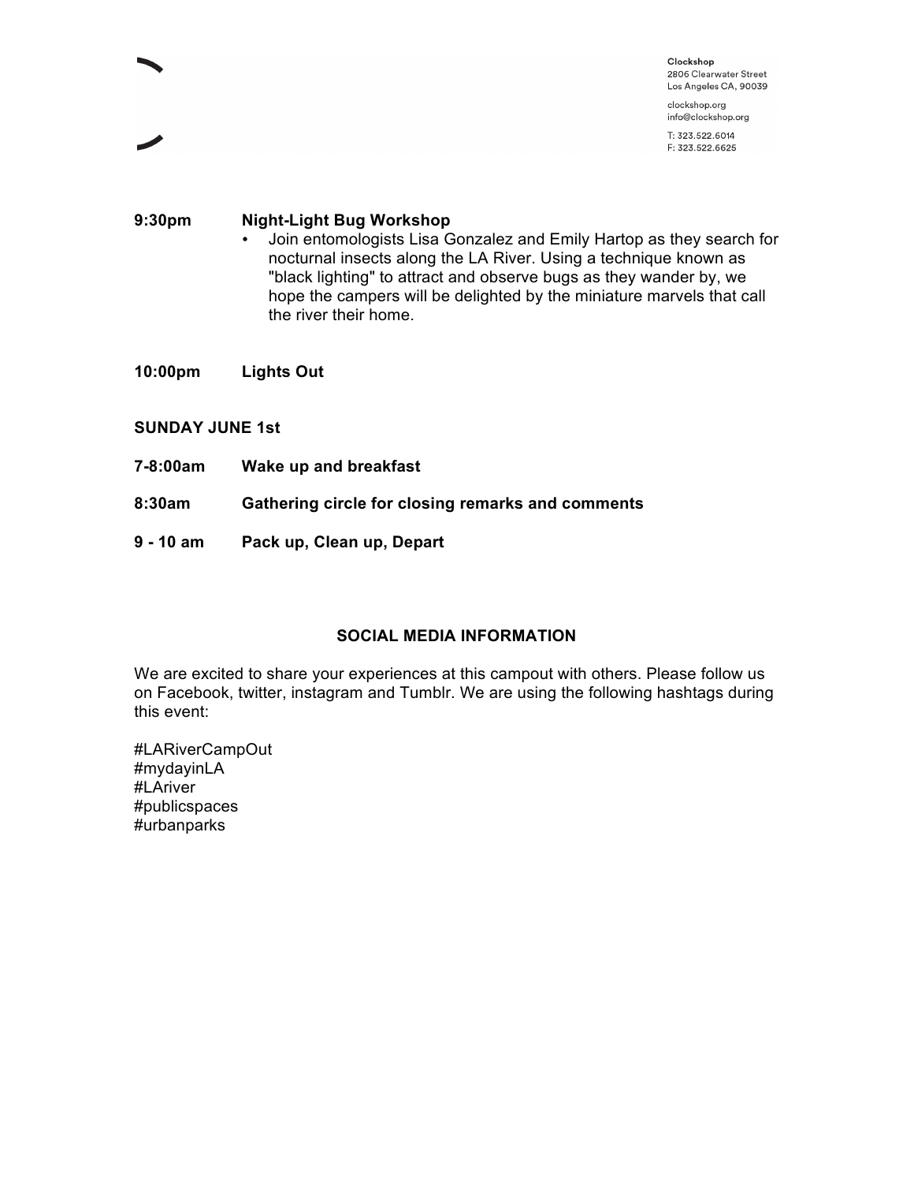**9:30pm** **Night-Light Bug Workshop**

- Join entomologists Lisa Gonzalez and Emily Hartop as they search for nocturnal insects along the LA River. Using a technique known as "black lighting" to attract and observe bugs as they wander by, we hope the campers will be delighted by the miniature marvels that call the river their home.

**10:00pm** **Lights Out**

**SUNDAY JUNE 1st**

**7-8:00am** **Wake up and breakfast**

**8:30am** **Gathering circle for closing remarks and comments**

**9 - 10 am** **Pack up, Clean up, Depart**

## SOCIAL MEDIA INFORMATION

We are excited to share your experiences at this campout with others. Please follow us on Facebook, twitter, instagram and Tumblr. We are using the following hashtags during this event:

#LARiverCampOut
#mydayinLA
#LAriver
#publicspaces
#urbanparks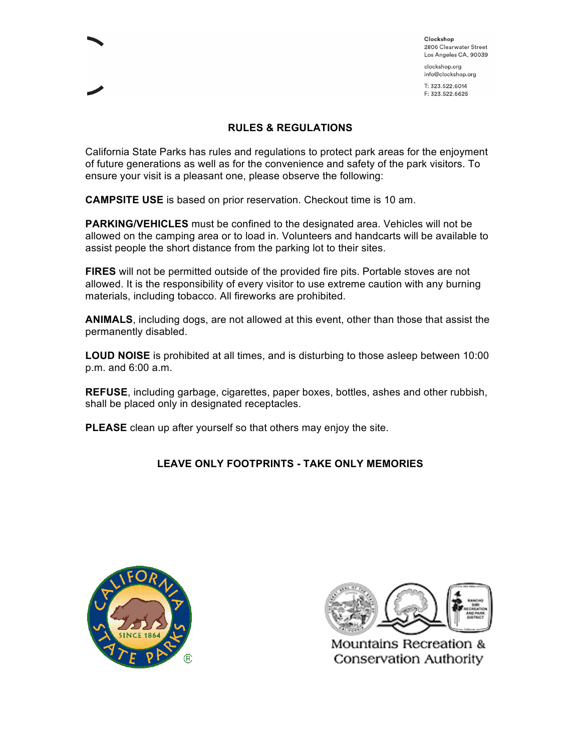Clockshop
2806 Clearwater Street
Los Angeles CA, 90039

clockshop.org
info@clockshop.org

T: 323.522.6014
F: 323.522.6625

## RULES & REGULATIONS

California State Parks has rules and regulations to protect park areas for the enjoyment of future generations as well as for the convenience and safety of the park visitors. To ensure your visit is a pleasant one, please observe the following:

**CAMPSITE USE** is based on prior reservation. Checkout time is 10 am.

**PARKING/VEHICLES** must be confined to the designated area. Vehicles will not be allowed on the camping area or to load in. Volunteers and handcarts will be available to assist people the short distance from the parking lot to their sites.

**FIRES** will not be permitted outside of the provided fire pits. Portable stoves are not allowed. It is the responsibility of every visitor to use extreme caution with any burning materials, including tobacco. All fireworks are prohibited.

**ANIMALS**, including dogs, are not allowed at this event, other than those that assist the permanently disabled.

**LOUD NOISE** is prohibited at all times, and is disturbing to those asleep between 10:00 p.m. and 6:00 a.m.

**REFUSE**, including garbage, cigarettes, paper boxes, bottles, ashes and other rubbish, shall be placed only in designated receptacles.

**PLEASE** clean up after yourself so that others may enjoy the site.

**LEAVE ONLY FOOTPRINTS - TAKE ONLY MEMORIES**

California State Parks Since 1864

Mountains Recreation & Conservation Authority